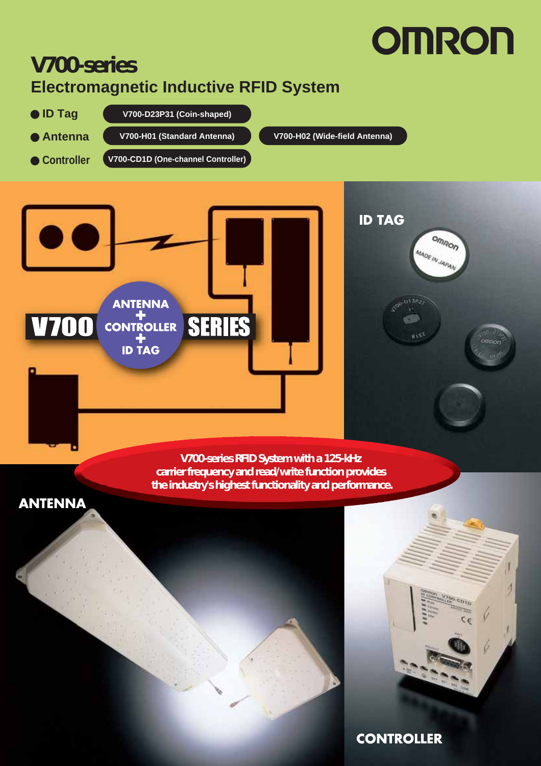OMRON

# V700-series

## Electromagnetic Inductive RFID System

- **ID Tag** V700-D23P31 (Coin-shaped)
- **Antenna** V700-H01 (Standard Antenna) V700-H02 (Wide-field Antenna)
- **Controller** V700-CD1D (One-channel Controller)

V700 ANTENNA + CONTROLLER + ID TAG SERIES

ID TAG

**V700-series RFID System with a 125-kHz carrier frequency and read/write function provides the industry's highest functionality and performance.**

ANTENNA

CONTROLLER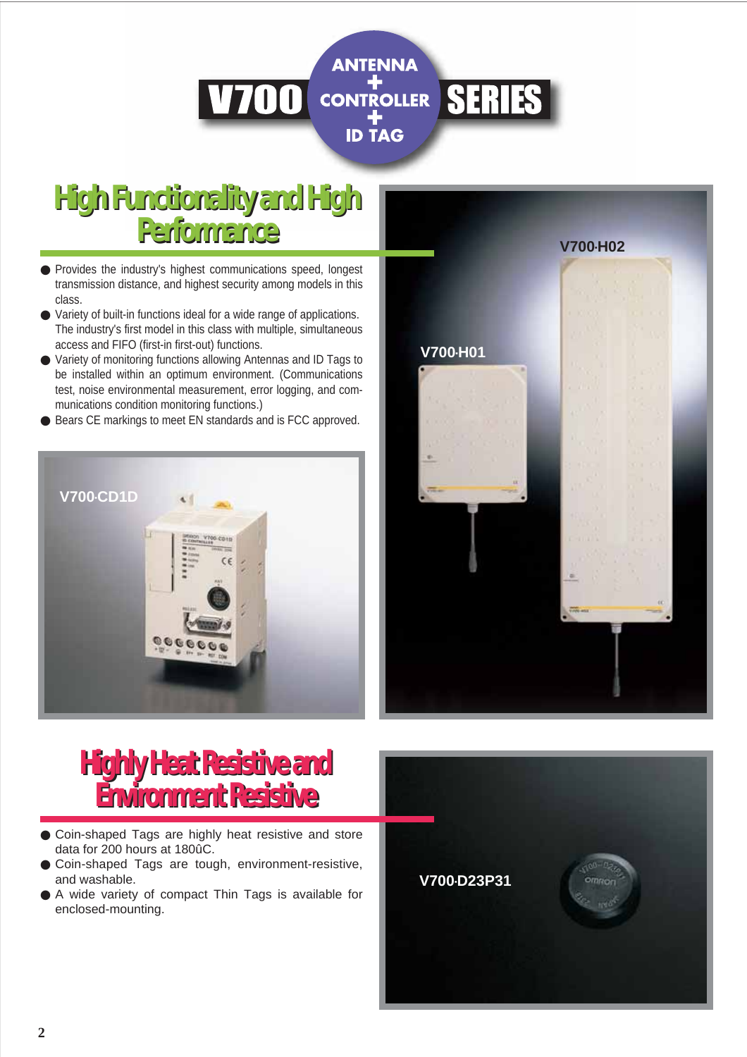# V700 ANTENNA + CONTROLLER + ID TAG SERIES

## High Functionality and High Performance

- Provides the industry's highest communications speed, longest transmission distance, and highest security among models in this class.
- Variety of built-in functions ideal for a wide range of applications. The industry's first model in this class with multiple, simultaneous access and FIFO (first-in first-out) functions.
- Variety of monitoring functions allowing Antennas and ID Tags to be installed within an optimum environment. (Communications test, noise environmental measurement, error logging, and communications condition monitoring functions.)
- Bears CE markings to meet EN standards and is FCC approved.

V700-CD1D

V700-H01

V700-H02

## Highly Heat Resistive and Environment Resistive

- Coin-shaped Tags are highly heat resistive and store data for 200 hours at 180ûC.
- Coin-shaped Tags are tough, environment-resistive, and washable.
- A wide variety of compact Thin Tags is available for enclosed-mounting.

V700-D23P31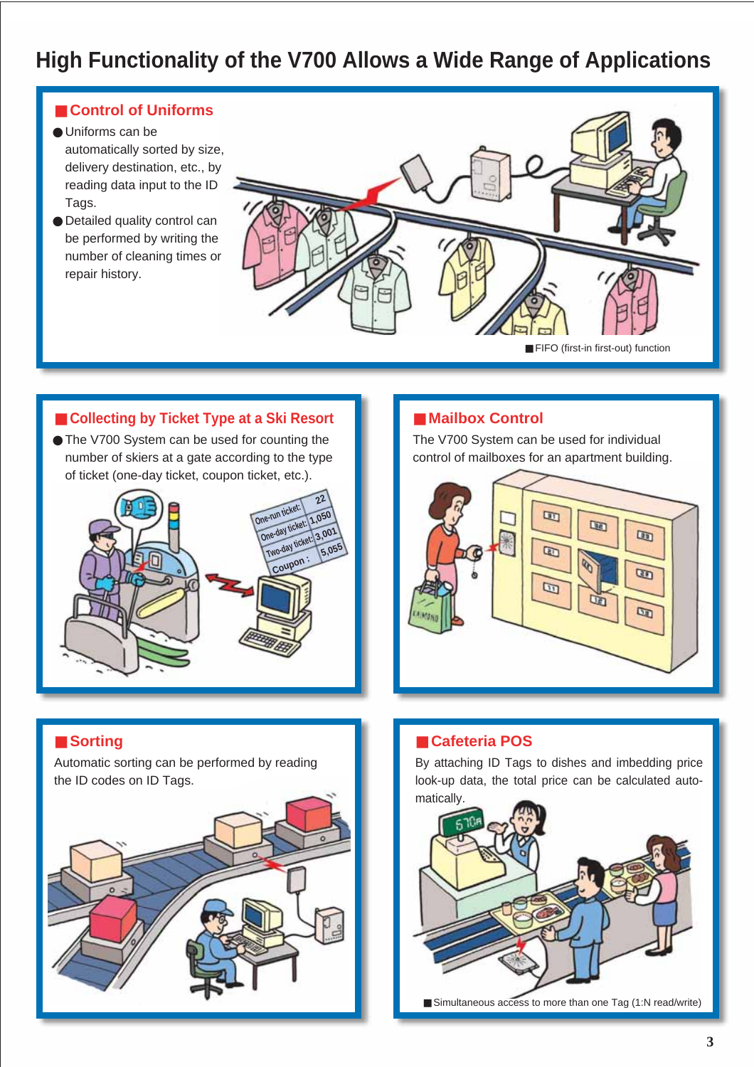# High Functionality of the V700 Allows a Wide Range of Applications

## Control of Uniforms

- Uniforms can be automatically sorted by size, delivery destination, etc., by reading data input to the ID Tags.
- Detailed quality control can be performed by writing the number of cleaning times or repair history.

■FIFO (first-in first-out) function

## Collecting by Ticket Type at a Ski Resort

- The V700 System can be used for counting the number of skiers at a gate according to the type of ticket (one-day ticket, coupon ticket, etc.).

## Mailbox Control

The V700 System can be used for individual control of mailboxes for an apartment building.

## Sorting

Automatic sorting can be performed by reading the ID codes on ID Tags.

## Cafeteria POS

By attaching ID Tags to dishes and imbedding price look-up data, the total price can be calculated automatically.

■Simultaneous access to more than one Tag (1:N read/write)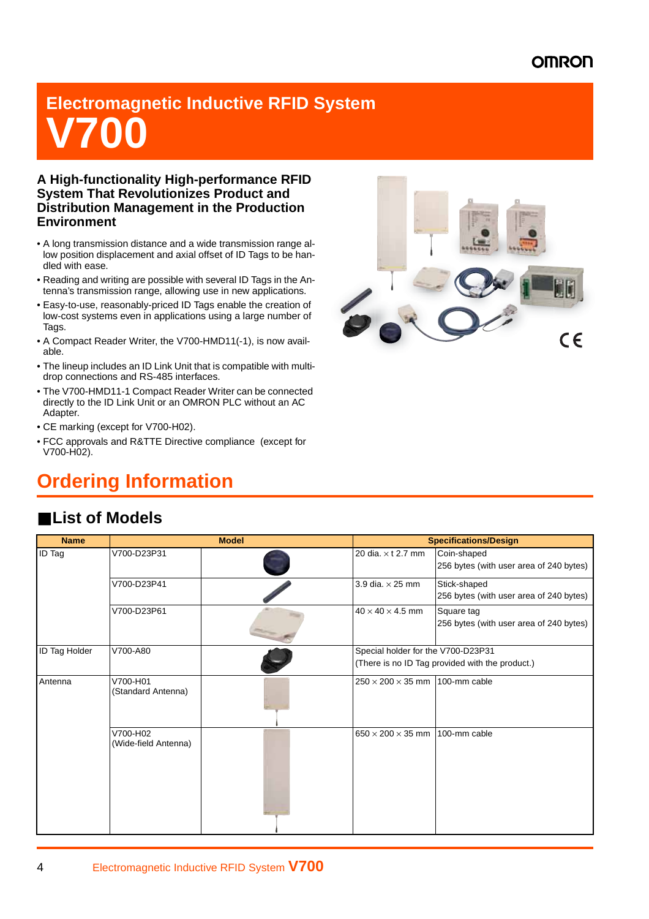# Electromagnetic Inductive RFID System V700

### A High-functionality High-performance RFID System That Revolutionizes Product and Distribution Management in the Production Environment

- A long transmission distance and a wide transmission range allow position displacement and axial offset of ID Tags to be handled with ease.
- Reading and writing are possible with several ID Tags in the Antenna's transmission range, allowing use in new applications.
- Easy-to-use, reasonably-priced ID Tags enable the creation of low-cost systems even in applications using a large number of Tags.
- A Compact Reader Writer, the V700-HMD11(-1), is now available.
- The lineup includes an ID Link Unit that is compatible with multidrop connections and RS-485 interfaces.
- The V700-HMD11-1 Compact Reader Writer can be connected directly to the ID Link Unit or an OMRON PLC without an AC Adapter.
- CE marking (except for V700-H02).
- FCC approvals and R&TTE Directive compliance (except for V700-H02).

## Ordering Information

### ■List of Models

| Name | Model | | Specifications/Design | |
|---|---|---|---|---|
| ID Tag | V700-D23P31 | | 20 dia. × t 2.7 mm | Coin-shaped<br>256 bytes (with user area of 240 bytes) |
| | V700-D23P41 | | 3.9 dia. × 25 mm | Stick-shaped<br>256 bytes (with user area of 240 bytes) |
| | V700-D23P61 | | 40 × 40 × 4.5 mm | Square tag<br>256 bytes (with user area of 240 bytes) |
| ID Tag Holder | V700-A80 | | Special holder for the V700-D23P31<br>(There is no ID Tag provided with the product.) | |
| Antenna | V700-H01<br>(Standard Antenna) | | 250 × 200 × 35 mm | 100-mm cable |
| | V700-H02<br>(Wide-field Antenna) | | 650 × 200 × 35 mm | 100-mm cable |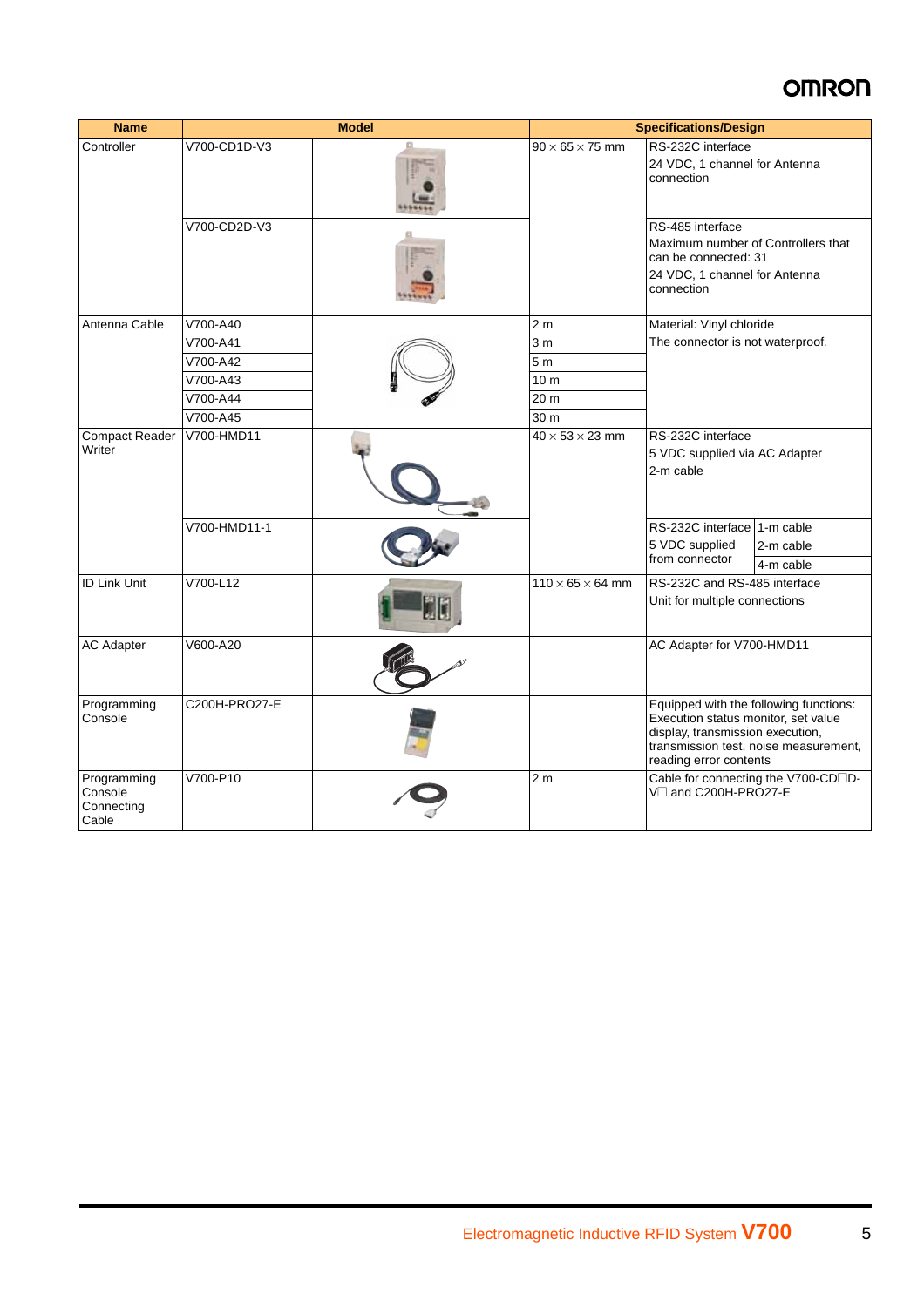| Name | Model | | Specifications/Design | | |
|---|---|---|---|---|---|
| Controller | V700-CD1D-V3 | | 90 × 65 × 75 mm | RS-232C interface<br>24 VDC, 1 channel for Antenna connection | |
| | V700-CD2D-V3 | | | RS-485 interface<br>Maximum number of Controllers that can be connected: 31<br>24 VDC, 1 channel for Antenna connection | |
| Antenna Cable | V700-A40 | | 2 m | Material: Vinyl chloride<br>The connector is not waterproof. | |
| | V700-A41 | | 3 m | | |
| | V700-A42 | | 5 m | | |
| | V700-A43 | | 10 m | | |
| | V700-A44 | | 20 m | | |
| | V700-A45 | | 30 m | | |
| Compact Reader Writer | V700-HMD11 | | 40 × 53 × 23 mm | RS-232C interface<br>5 VDC supplied via AC Adapter<br>2-m cable | |
| | V700-HMD11-1 | | | RS-232C interface | 1-m cable |
| | | | | 5 VDC supplied from connector | 2-m cable |
| | | | | | 4-m cable |
| ID Link Unit | V700-L12 | | 110 × 65 × 64 mm | RS-232C and RS-485 interface<br>Unit for multiple connections | |
| AC Adapter | V600-A20 | | | AC Adapter for V700-HMD11 | |
| Programming Console | C200H-PRO27-E | | | Equipped with the following functions: Execution status monitor, set value display, transmission execution, transmission test, noise measurement, reading error contents | |
| Programming Console Connecting Cable | V700-P10 | | 2 m | Cable for connecting the V700-CD□D-V□ and C200H-PRO27-E | |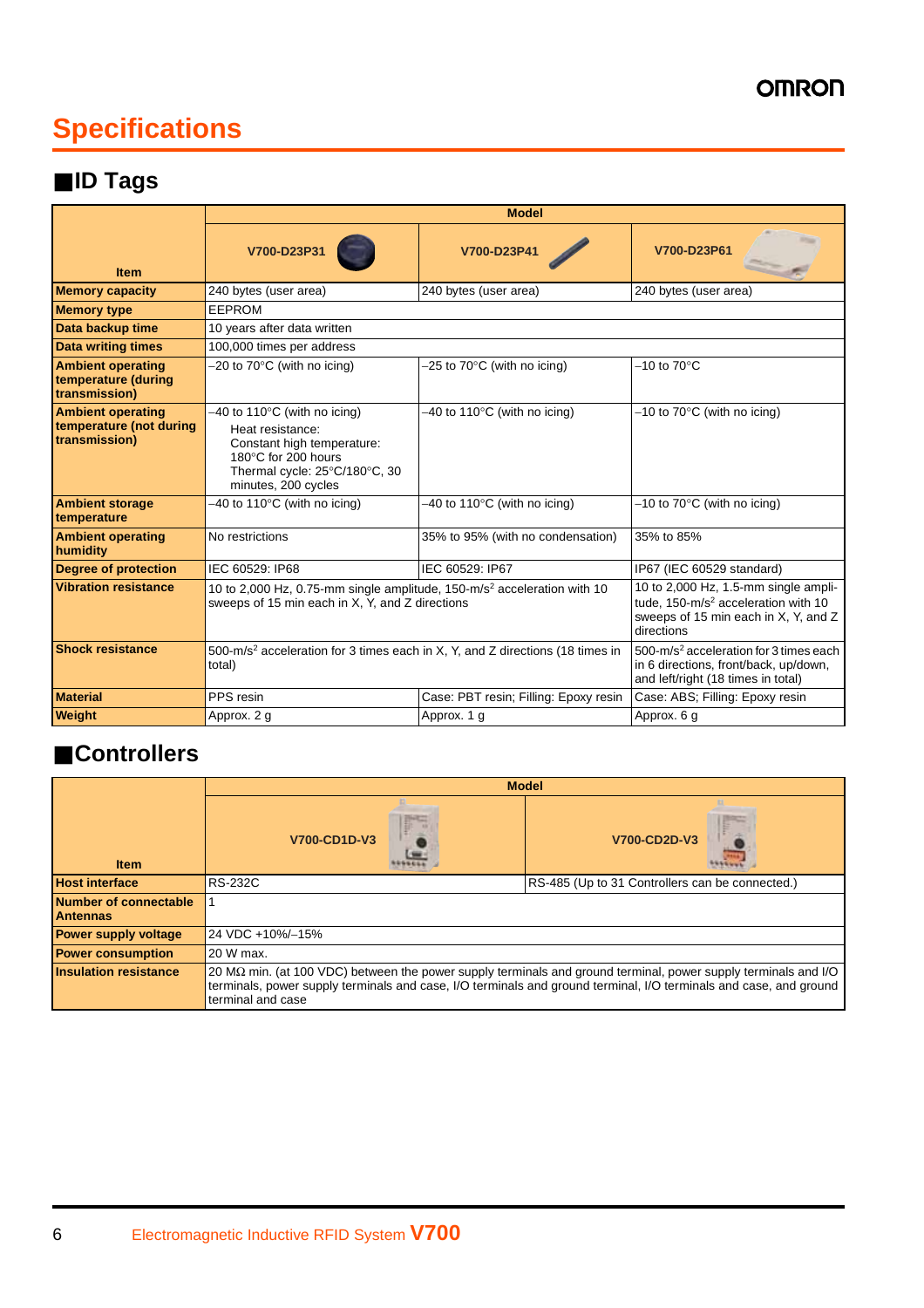# Specifications

## ■ID Tags

| Item | Model | | |
|---|---|---|---|
| | V700-D23P31 | V700-D23P41 | V700-D23P61 |
| Memory capacity | 240 bytes (user area) | 240 bytes (user area) | 240 bytes (user area) |
| Memory type | EEPROM | | |
| Data backup time | 10 years after data written | | |
| Data writing times | 100,000 times per address | | |
| Ambient operating temperature (during transmission) | −20 to 70°C (with no icing) | −25 to 70°C (with no icing) | −10 to 70°C |
| Ambient operating temperature (not during transmission) | −40 to 110°C (with no icing)<br>Heat resistance:<br>Constant high temperature: 180°C for 200 hours<br>Thermal cycle: 25°C/180°C, 30 minutes, 200 cycles | −40 to 110°C (with no icing) | −10 to 70°C (with no icing) |
| Ambient storage temperature | −40 to 110°C (with no icing) | −40 to 110°C (with no icing) | −10 to 70°C (with no icing) |
| Ambient operating humidity | No restrictions | 35% to 95% (with no condensation) | 35% to 85% |
| Degree of protection | IEC 60529: IP68 | IEC 60529: IP67 | IP67 (IEC 60529 standard) |
| Vibration resistance | 10 to 2,000 Hz, 0.75-mm single amplitude, 150-m/s² acceleration with 10 sweeps of 15 min each in X, Y, and Z directions | | 10 to 2,000 Hz, 1.5-mm single amplitude, 150-m/s² acceleration with 10 sweeps of 15 min each in X, Y, and Z directions |
| Shock resistance | 500-m/s² acceleration for 3 times each in X, Y, and Z directions (18 times in total) | | 500-m/s² acceleration for 3 times each in 6 directions, front/back, up/down, and left/right (18 times in total) |
| Material | PPS resin | Case: PBT resin; Filling: Epoxy resin | Case: ABS; Filling: Epoxy resin |
| Weight | Approx. 2 g | Approx. 1 g | Approx. 6 g |

## ■Controllers

| Item | Model | |
|---|---|---|
| | V700-CD1D-V3 | V700-CD2D-V3 |
| Host interface | RS-232C | RS-485 (Up to 31 Controllers can be connected.) |
| Number of connectable Antennas | 1 | |
| Power supply voltage | 24 VDC +10%/−15% | |
| Power consumption | 20 W max. | |
| Insulation resistance | 20 MΩ min. (at 100 VDC) between the power supply terminals and ground terminal, power supply terminals and I/O terminals, power supply terminals and case, I/O terminals and ground terminal, I/O terminals and case, and ground terminal and case | |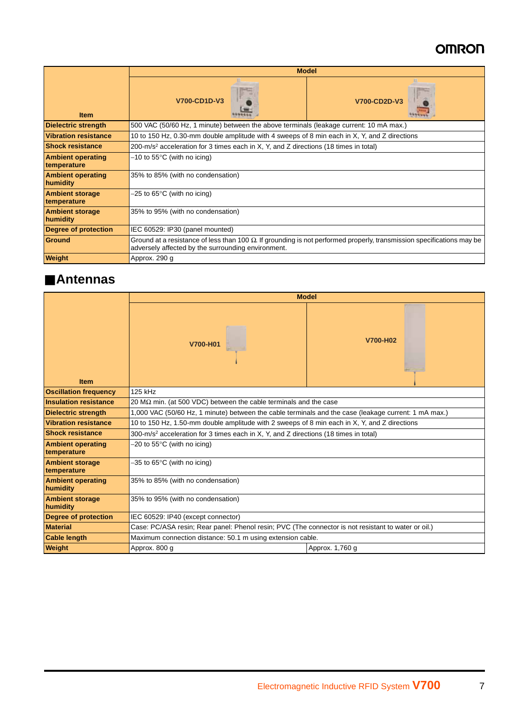| Item | Model | |
|---|---|---|
| | V700-CD1D-V3 | V700-CD2D-V3 |
| Dielectric strength | 500 VAC (50/60 Hz, 1 minute) between the above terminals (leakage current: 10 mA max.) | |
| Vibration resistance | 10 to 150 Hz, 0.30-mm double amplitude with 4 sweeps of 8 min each in X, Y, and Z directions | |
| Shock resistance | 200-m/s$^2$ acceleration for 3 times each in X, Y, and Z directions (18 times in total) | |
| Ambient operating temperature | −10 to 55°C (with no icing) | |
| Ambient operating humidity | 35% to 85% (with no condensation) | |
| Ambient storage temperature | −25 to 65°C (with no icing) | |
| Ambient storage humidity | 35% to 95% (with no condensation) | |
| Degree of protection | IEC 60529: IP30 (panel mounted) | |
| Ground | Ground at a resistance of less than 100 Ω. If grounding is not performed properly, transmission specifications may be adversely affected by the surrounding environment. | |
| Weight | Approx. 290 g | |

## ■Antennas

| Item | Model | |
|---|---|---|
| | V700-H01 | V700-H02 |
| Oscillation frequency | 125 kHz | |
| Insulation resistance | 20 MΩ min. (at 500 VDC) between the cable terminals and the case | |
| Dielectric strength | 1,000 VAC (50/60 Hz, 1 minute) between the cable terminals and the case (leakage current: 1 mA max.) | |
| Vibration resistance | 10 to 150 Hz, 1.50-mm double amplitude with 2 sweeps of 8 min each in X, Y, and Z directions | |
| Shock resistance | 300-m/s$^2$ acceleration for 3 times each in X, Y, and Z directions (18 times in total) | |
| Ambient operating temperature | −20 to 55°C (with no icing) | |
| Ambient storage temperature | −35 to 65°C (with no icing) | |
| Ambient operating humidity | 35% to 85% (with no condensation) | |
| Ambient storage humidity | 35% to 95% (with no condensation) | |
| Degree of protection | IEC 60529: IP40 (except connector) | |
| Material | Case: PC/ASA resin; Rear panel: Phenol resin; PVC (The connector is not resistant to water or oil.) | |
| Cable length | Maximum connection distance: 50.1 m using extension cable. | |
| Weight | Approx. 800 g | Approx. 1,760 g |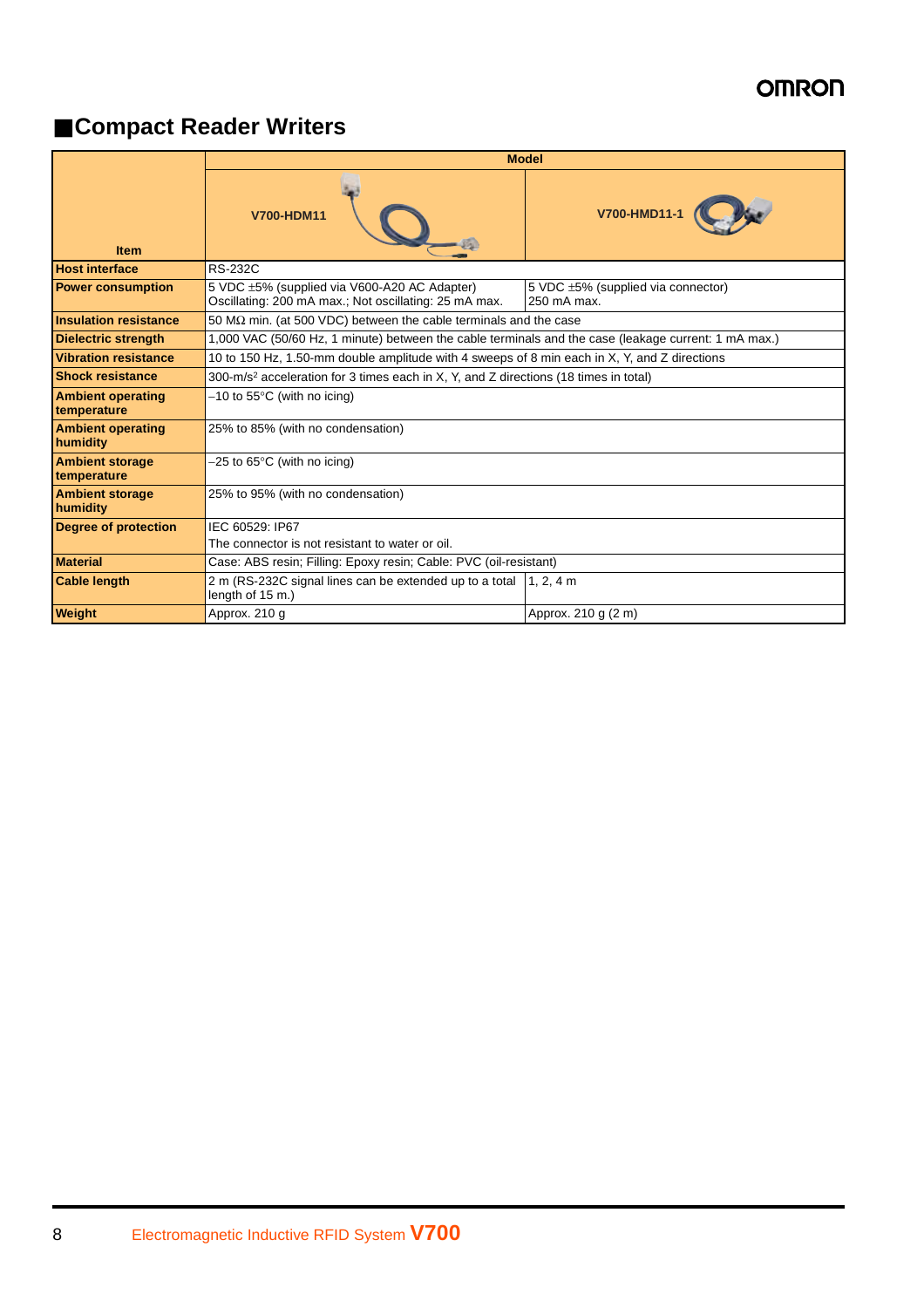## ■Compact Reader Writers

| Item | Model | |
|---|---|---|
| | V700-HDM11 | V700-HMD11-1 |
| Host interface | RS-232C | |
| Power consumption | 5 VDC ±5% (supplied via V600-A20 AC Adapter) Oscillating: 200 mA max.; Not oscillating: 25 mA max. | 5 VDC ±5% (supplied via connector) 250 mA max. |
| Insulation resistance | 50 MΩ min. (at 500 VDC) between the cable terminals and the case | |
| Dielectric strength | 1,000 VAC (50/60 Hz, 1 minute) between the cable terminals and the case (leakage current: 1 mA max.) | |
| Vibration resistance | 10 to 150 Hz, 1.50-mm double amplitude with 4 sweeps of 8 min each in X, Y, and Z directions | |
| Shock resistance | 300-m/s² acceleration for 3 times each in X, Y, and Z directions (18 times in total) | |
| Ambient operating temperature | −10 to 55°C (with no icing) | |
| Ambient operating humidity | 25% to 85% (with no condensation) | |
| Ambient storage temperature | −25 to 65°C (with no icing) | |
| Ambient storage humidity | 25% to 95% (with no condensation) | |
| Degree of protection | IEC 60529: IP67<br>The connector is not resistant to water or oil. | |
| Material | Case: ABS resin; Filling: Epoxy resin; Cable: PVC (oil-resistant) | |
| Cable length | 2 m (RS-232C signal lines can be extended up to a total length of 15 m.) | 1, 2, 4 m |
| Weight | Approx. 210 g | Approx. 210 g (2 m) |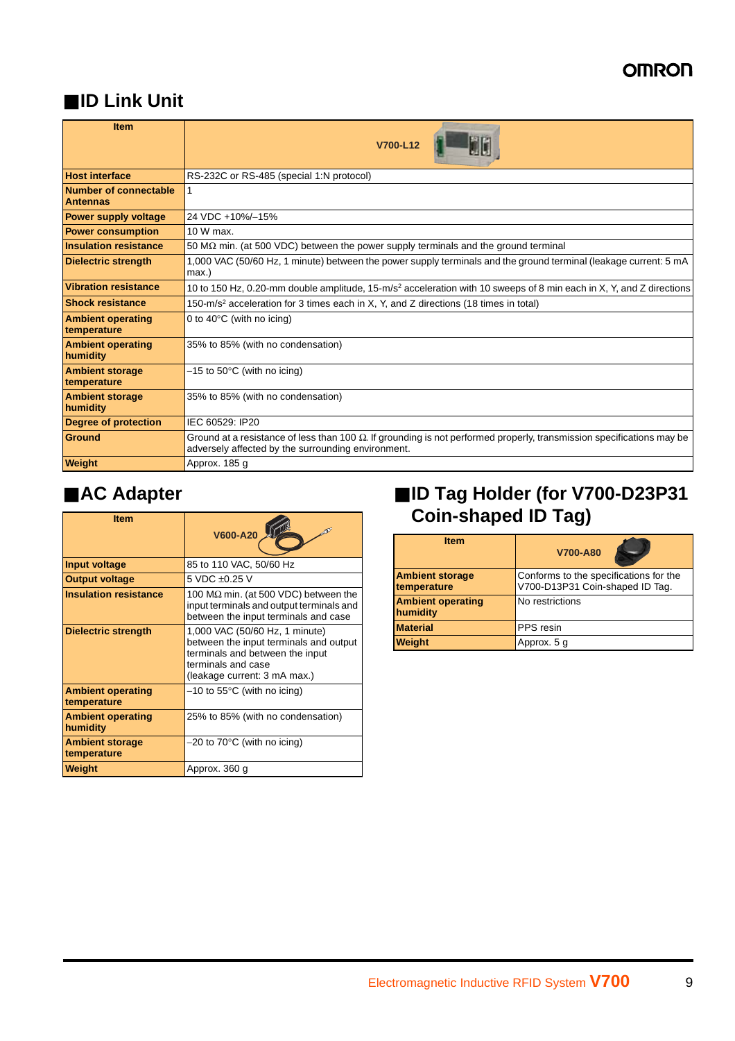## ■ID Link Unit

| Item | V700-L12 |
|---|---|
| Host interface | RS-232C or RS-485 (special 1:N protocol) |
| Number of connectable Antennas | 1 |
| Power supply voltage | 24 VDC +10%/–15% |
| Power consumption | 10 W max. |
| Insulation resistance | 50 MΩ min. (at 500 VDC) between the power supply terminals and the ground terminal |
| Dielectric strength | 1,000 VAC (50/60 Hz, 1 minute) between the power supply terminals and the ground terminal (leakage current: 5 mA max.) |
| Vibration resistance | 10 to 150 Hz, 0.20-mm double amplitude, 15-m/s² acceleration with 10 sweeps of 8 min each in X, Y, and Z directions |
| Shock resistance | 150-m/s² acceleration for 3 times each in X, Y, and Z directions (18 times in total) |
| Ambient operating temperature | 0 to 40°C (with no icing) |
| Ambient operating humidity | 35% to 85% (with no condensation) |
| Ambient storage temperature | –15 to 50°C (with no icing) |
| Ambient storage humidity | 35% to 85% (with no condensation) |
| Degree of protection | IEC 60529: IP20 |
| Ground | Ground at a resistance of less than 100 Ω. If grounding is not performed properly, transmission specifications may be adversely affected by the surrounding environment. |
| Weight | Approx. 185 g |

## ■AC Adapter

| Item | V600-A20 |
|---|---|
| Input voltage | 85 to 110 VAC, 50/60 Hz |
| Output voltage | 5 VDC ±0.25 V |
| Insulation resistance | 100 MΩ min. (at 500 VDC) between the input terminals and output terminals and between the input terminals and case |
| Dielectric strength | 1,000 VAC (50/60 Hz, 1 minute) between the input terminals and output terminals and between the input terminals and case (leakage current: 3 mA max.) |
| Ambient operating temperature | –10 to 55°C (with no icing) |
| Ambient operating humidity | 25% to 85% (with no condensation) |
| Ambient storage temperature | –20 to 70°C (with no icing) |
| Weight | Approx. 360 g |

## ■ID Tag Holder (for V700-D23P31 Coin-shaped ID Tag)

| Item | V700-A80 |
|---|---|
| Ambient storage temperature | Conforms to the specifications for the V700-D13P31 Coin-shaped ID Tag. |
| Ambient operating humidity | No restrictions |
| Material | PPS resin |
| Weight | Approx. 5 g |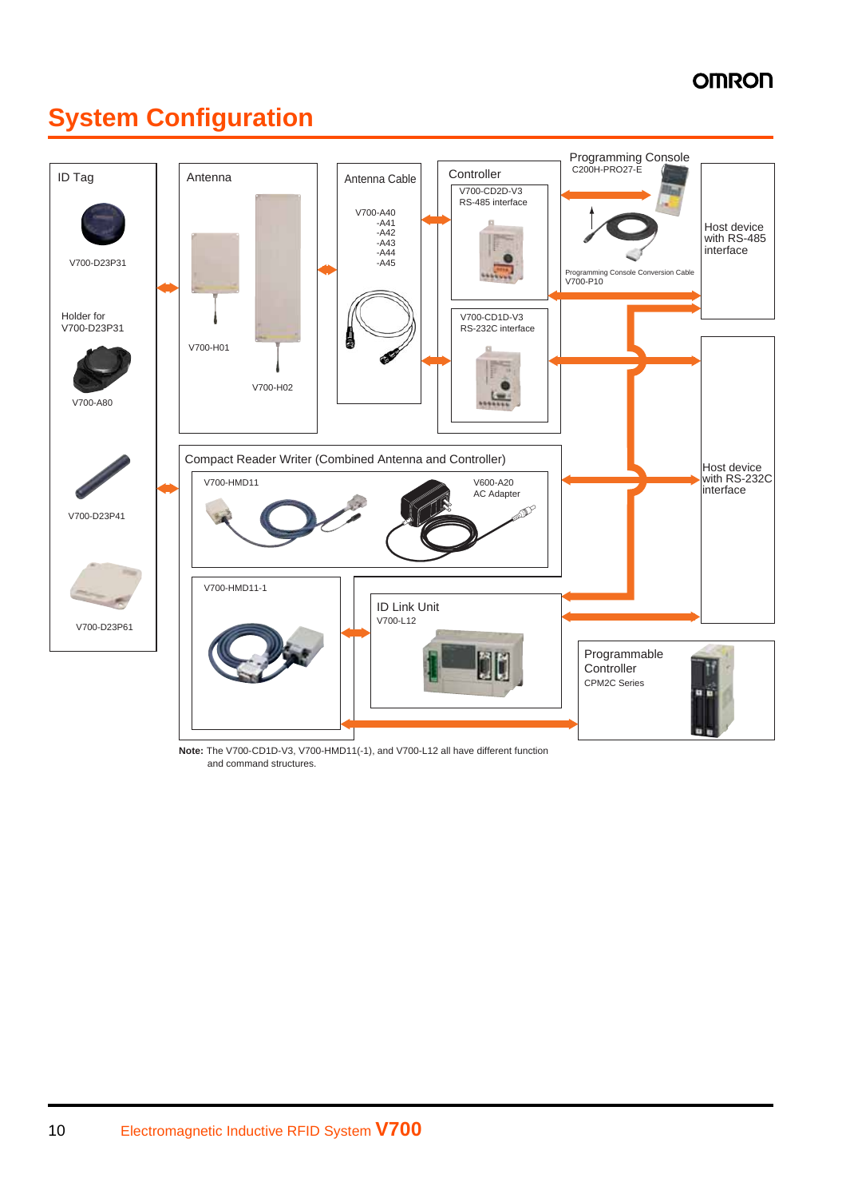# System Configuration

**ID Tag**

- V700-D23P31
- Holder for V700-D23P31: V700-A80
- V700-D23P41
- V700-D23P61

**Antenna**

- V700-H01
- V700-H02

**Antenna Cable**

- V700-A40
- -A41
- -A42
- -A43
- -A44
- -A45

**Controller**

- V700-CD2D-V3 RS-485 interface
- V700-CD1D-V3 RS-232C interface

**Programming Console**

- C200H-PRO27-E
- Programming Console Conversion Cable V700-P10

Host device with RS-485 interface

**Compact Reader Writer (Combined Antenna and Controller)**

- V700-HMD11
- V600-A20 AC Adapter
- V700-HMD11-1

Host device with RS-232C interface

**ID Link Unit**

- V700-L12

**Programmable Controller**

- CPM2C Series

**Note:** The V700-CD1D-V3, V700-HMD11(-1), and V700-L12 all have different function and command structures.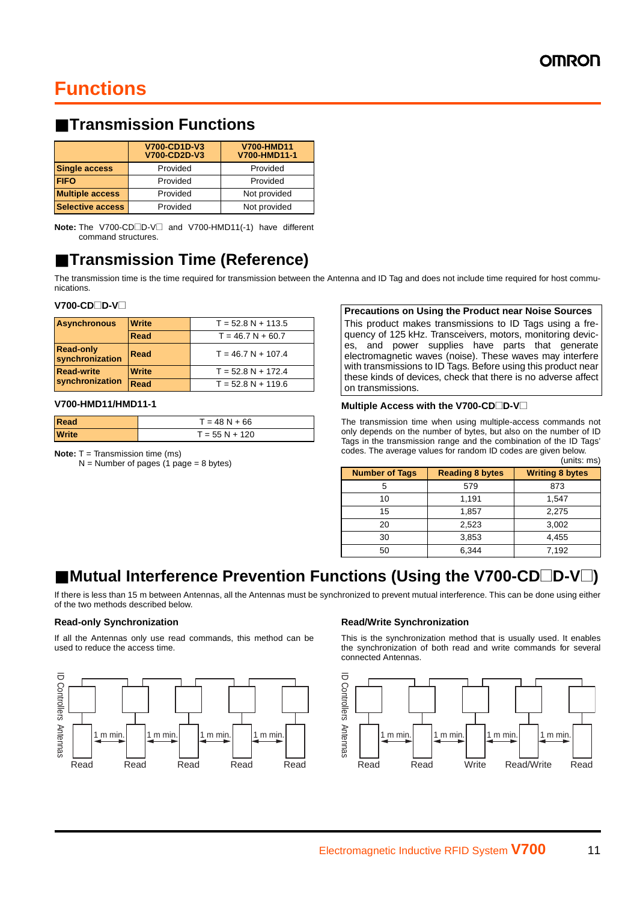# Functions

## ■Transmission Functions

| | V700-CD1D-V3<br>V700-CD2D-V3 | V700-HMD11<br>V700-HMD11-1 |
|---|---|---|
| **Single access** | Provided | Provided |
| **FIFO** | Provided | Provided |
| **Multiple access** | Provided | Not provided |
| **Selective access** | Provided | Not provided |

**Note:** The V700-CD□D-V□ and V700-HMD11(-1) have different command structures.

## ■Transmission Time (Reference)

The transmission time is the time required for transmission between the Antenna and ID Tag and does not include time required for host communications.

**V700-CD□D-V□**

| | | |
|---|---|---|
| **Asynchronous** | **Write** | T = 52.8 N + 113.5 |
| | **Read** | T = 46.7 N + 60.7 |
| **Read-only synchronization** | **Read** | T = 46.7 N + 107.4 |
| **Read-write synchronization** | **Write** | T = 52.8 N + 172.4 |
| | **Read** | T = 52.8 N + 119.6 |

**V700-HMD11/HMD11-1**

| | |
|---|---|
| **Read** | T = 48 N + 66 |
| **Write** | T = 55 N + 120 |

**Note:** T = Transmission time (ms)
N = Number of pages (1 page = 8 bytes)

**Precautions on Using the Product near Noise Sources**

This product makes transmissions to ID Tags using a frequency of 125 kHz. Transceivers, motors, monitoring devices, and power supplies have parts that generate electromagnetic waves (noise). These waves may interfere with transmissions to ID Tags. Before using this product near these kinds of devices, check that there is no adverse affect on transmissions.

**Multiple Access with the V700-CD□D-V□**

The transmission time when using multiple-access commands not only depends on the number of bytes, but also on the number of ID Tags in the transmission range and the combination of the ID Tags' codes. The average values for random ID codes are given below.

(units: ms)

| Number of Tags | Reading 8 bytes | Writing 8 bytes |
|---|---|---|
| 5 | 579 | 873 |
| 10 | 1,191 | 1,547 |
| 15 | 1,857 | 2,275 |
| 20 | 2,523 | 3,002 |
| 30 | 3,853 | 4,455 |
| 50 | 6,344 | 7,192 |

## ■Mutual Interference Prevention Functions (Using the V700-CD□D-V□)

If there is less than 15 m between Antennas, all the Antennas must be synchronized to prevent mutual interference. This can be done using either of the two methods described below.

**Read-only Synchronization**

If all the Antennas only use read commands, this method can be used to reduce the access time.

ID Controllers Antennas

1 m min. 1 m min. 1 m min. 1 m min.

Read Read Read Read Read

**Read/Write Synchronization**

This is the synchronization method that is usually used. It enables the synchronization of both read and write commands for several connected Antennas.

ID Controllers Antennas

1 m min. 1 m min. 1 m min. 1 m min.

Read Read Write Read/Write Read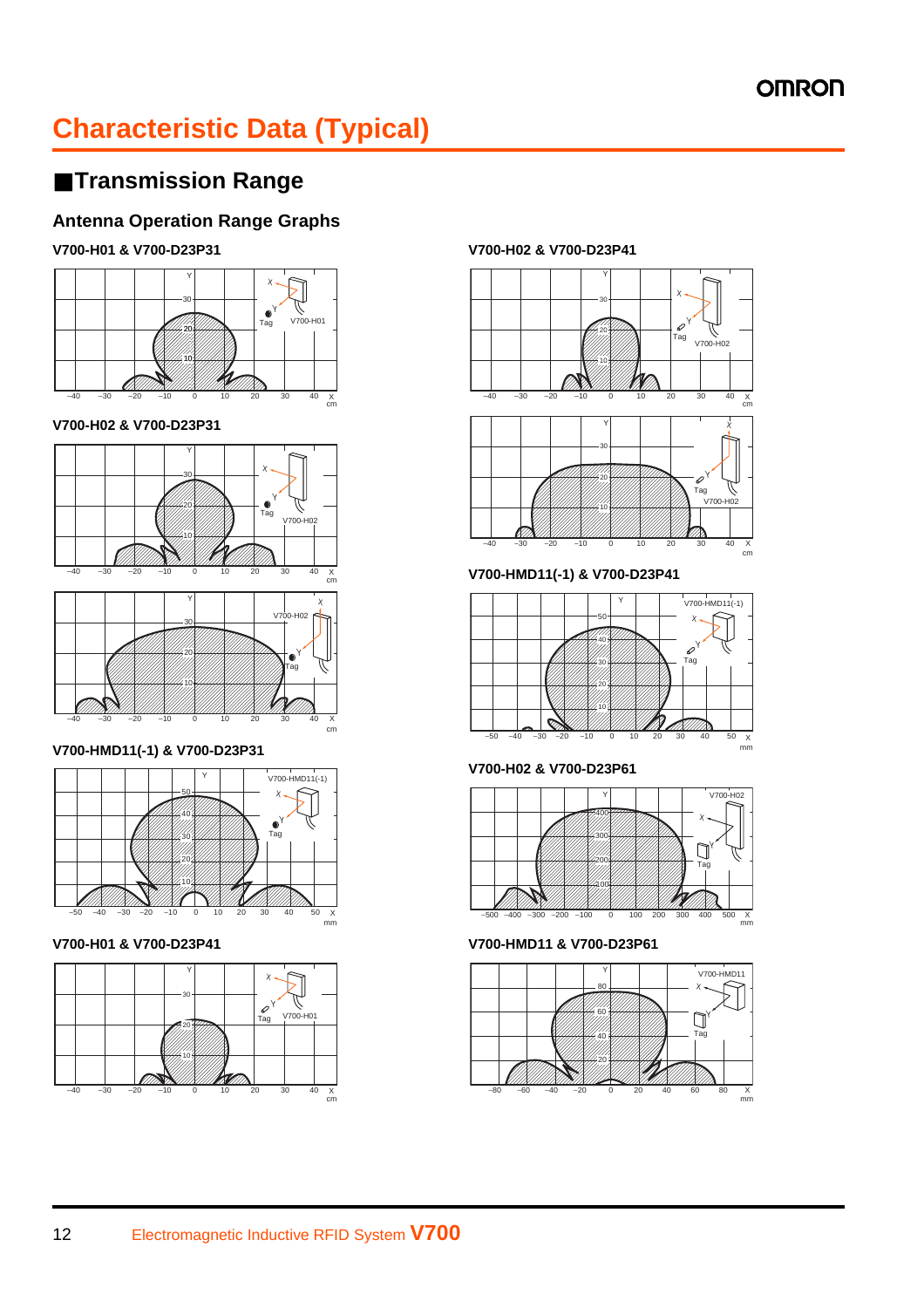# Characteristic Data (Typical)

## ■Transmission Range

### Antenna Operation Range Graphs

**V700-H01 & V700-D23P31**

**V700-H02 & V700-D23P31**

**V700-HMD11(-1) & V700-D23P31**

**V700-H01 & V700-D23P41**

**V700-H02 & V700-D23P41**

**V700-HMD11(-1) & V700-D23P41**

**V700-H02 & V700-D23P61**

**V700-HMD11 & V700-D23P61**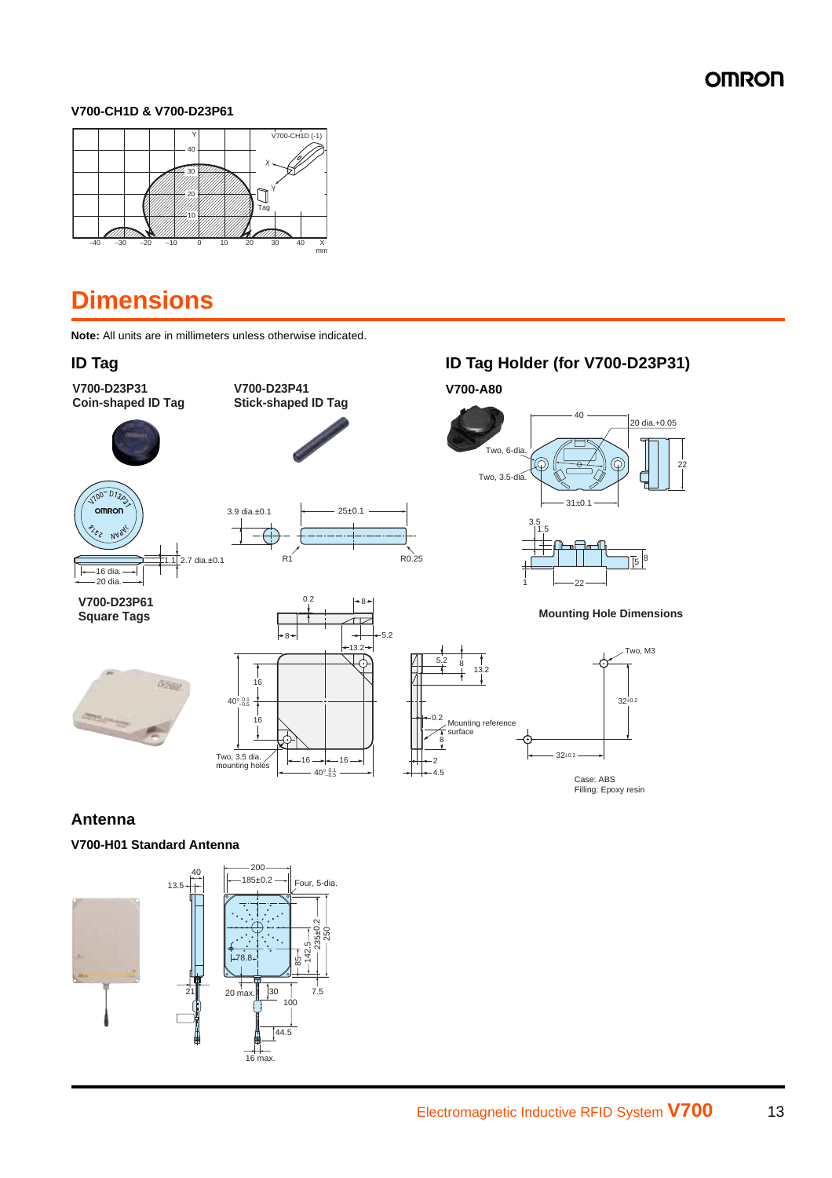**V700-CH1D & V700-D23P61**

# Dimensions

**Note:** All units are in millimeters unless otherwise indicated.

## ID Tag

**V700-D23P31**
**Coin-shaped ID Tag**

**V700-D23P41**
**Stick-shaped ID Tag**

**V700-D23P61**
**Square Tags**

## ID Tag Holder (for V700-D23P31)

**V700-A80**

**Mounting Hole Dimensions**

Case: ABS
Filling: Epoxy resin

## Antenna

**V700-H01 Standard Antenna**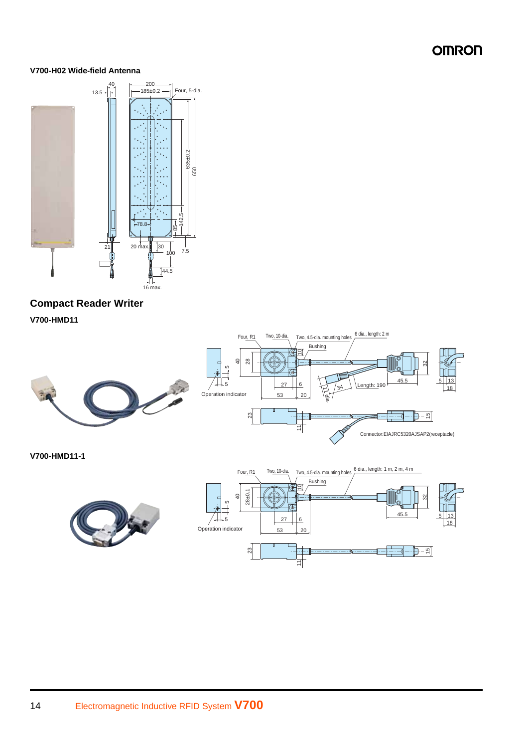### V700-H02 Wide-field Antenna

## Compact Reader Writer

### V700-HMD11

### V700-HMD11-1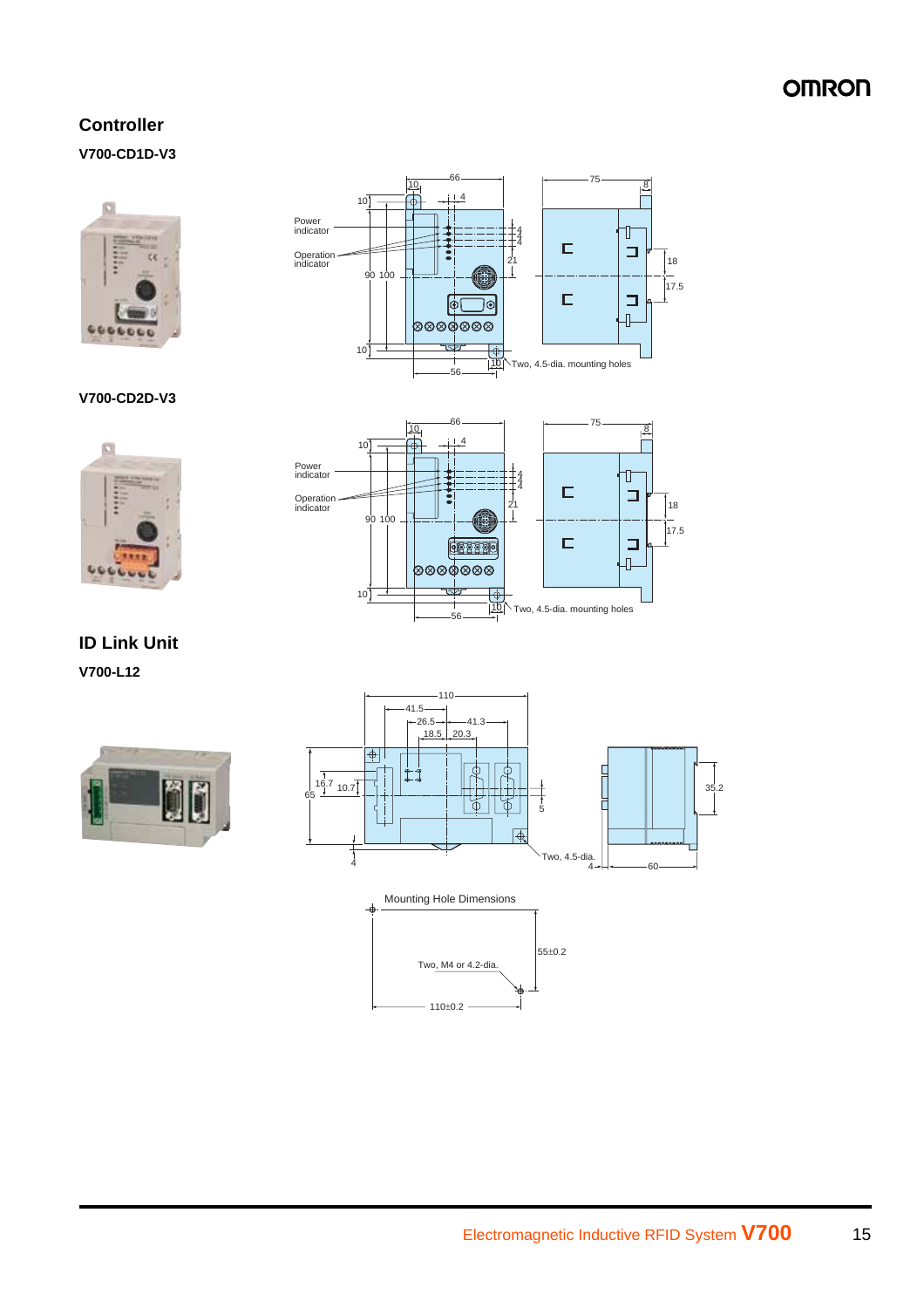## Controller

### V700-CD1D-V3

Power indicator

Operation indicator

Two, 4.5-dia. mounting holes

### V700-CD2D-V3

Power indicator

Operation indicator

Two, 4.5-dia. mounting holes

## ID Link Unit

### V700-L12

Two, 4.5-dia.

Mounting Hole Dimensions

Two, M4 or 4.2-dia.

55±0.2

110±0.2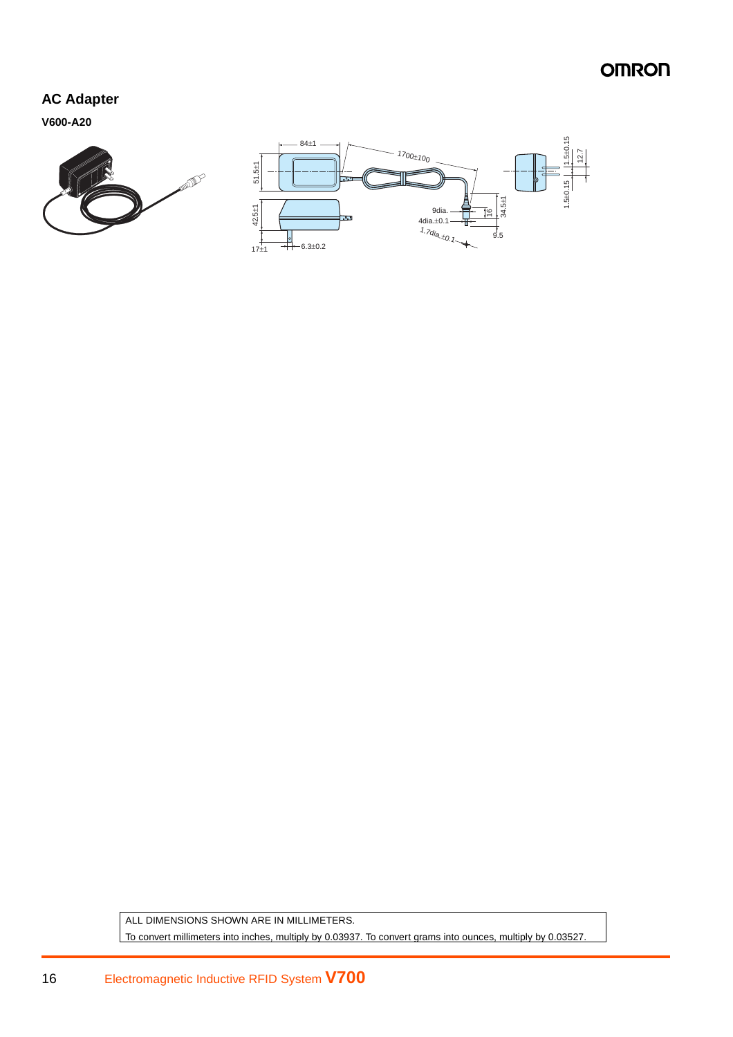## AC Adapter

**V600-A20**

84±1

1700±100

51.5±1

42.5±1

17±1

6.3±0.2

9dia.

4dia.±0.1

1.7dia.±0.1

16

34.5±1

9.5

1.5±0.15

12.7

1.5±0.15

ALL DIMENSIONS SHOWN ARE IN MILLIMETERS.

To convert millimeters into inches, multiply by 0.03937. To convert grams into ounces, multiply by 0.03527.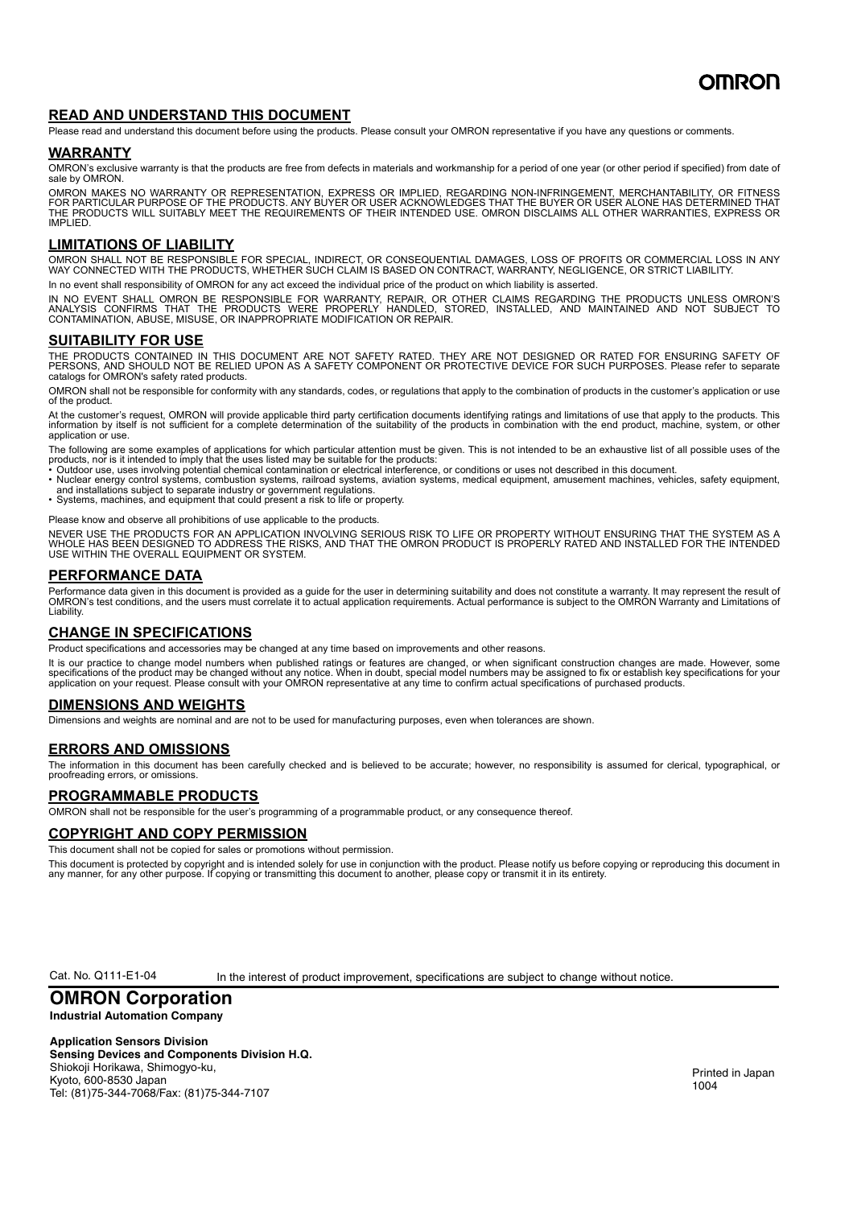OMRON

## READ AND UNDERSTAND THIS DOCUMENT

Please read and understand this document before using the products. Please consult your OMRON representative if you have any questions or comments.

## WARRANTY

OMRON's exclusive warranty is that the products are free from defects in materials and workmanship for a period of one year (or other period if specified) from date of sale by OMRON.

OMRON MAKES NO WARRANTY OR REPRESENTATION, EXPRESS OR IMPLIED, REGARDING NON-INFRINGEMENT, MERCHANTABILITY, OR FITNESS FOR PARTICULAR PURPOSE OF THE PRODUCTS. ANY BUYER OR USER ACKNOWLEDGES THAT THE BUYER OR USER ALONE HAS DETERMINED THAT THE PRODUCTS WILL SUITABLY MEET THE REQUIREMENTS OF THEIR INTENDED USE. OMRON DISCLAIMS ALL OTHER WARRANTIES, EXPRESS OR IMPLIED.

## LIMITATIONS OF LIABILITY

OMRON SHALL NOT BE RESPONSIBLE FOR SPECIAL, INDIRECT, OR CONSEQUENTIAL DAMAGES, LOSS OF PROFITS OR COMMERCIAL LOSS IN ANY WAY CONNECTED WITH THE PRODUCTS, WHETHER SUCH CLAIM IS BASED ON CONTRACT, WARRANTY, NEGLIGENCE, OR STRICT LIABILITY.

In no event shall responsibility of OMRON for any act exceed the individual price of the product on which liability is asserted.

IN NO EVENT SHALL OMRON BE RESPONSIBLE FOR WARRANTY, REPAIR, OR OTHER CLAIMS REGARDING THE PRODUCTS UNLESS OMRON'S ANALYSIS CONFIRMS THAT THE PRODUCTS WERE PROPERLY HANDLED, STORED, INSTALLED, AND MAINTAINED AND NOT SUBJECT TO CONTAMINATION, ABUSE, MISUSE, OR INAPPROPRIATE MODIFICATION OR REPAIR.

## SUITABILITY FOR USE

THE PRODUCTS CONTAINED IN THIS DOCUMENT ARE NOT SAFETY RATED. THEY ARE NOT DESIGNED OR RATED FOR ENSURING SAFETY OF PERSONS, AND SHOULD NOT BE RELIED UPON AS A SAFETY COMPONENT OR PROTECTIVE DEVICE FOR SUCH PURPOSES. Please refer to separate catalogs for OMRON's safety rated products.

OMRON shall not be responsible for conformity with any standards, codes, or regulations that apply to the combination of products in the customer's application or use of the product.

At the customer's request, OMRON will provide applicable third party certification documents identifying ratings and limitations of use that apply to the products. This information by itself is not sufficient for a complete determination of the suitability of the products in combination with the end product, machine, system, or other application or use.

The following are some examples of applications for which particular attention must be given. This is not intended to be an exhaustive list of all possible uses of the products, nor is it intended to imply that the uses listed may be suitable for the products:

- Outdoor use, uses involving potential chemical contamination or electrical interference, or conditions or uses not described in this document.
- Nuclear energy control systems, combustion systems, railroad systems, aviation systems, medical equipment, amusement machines, vehicles, safety equipment, and installations subject to separate industry or government regulations.
- Systems, machines, and equipment that could present a risk to life or property.

Please know and observe all prohibitions of use applicable to the products.

NEVER USE THE PRODUCTS FOR AN APPLICATION INVOLVING SERIOUS RISK TO LIFE OR PROPERTY WITHOUT ENSURING THAT THE SYSTEM AS A WHOLE HAS BEEN DESIGNED TO ADDRESS THE RISKS, AND THAT THE OMRON PRODUCT IS PROPERLY RATED AND INSTALLED FOR THE INTENDED USE WITHIN THE OVERALL EQUIPMENT OR SYSTEM.

## PERFORMANCE DATA

Performance data given in this document is provided as a guide for the user in determining suitability and does not constitute a warranty. It may represent the result of OMRON's test conditions, and the users must correlate it to actual application requirements. Actual performance is subject to the OMRON Warranty and Limitations of Liability.

## CHANGE IN SPECIFICATIONS

Product specifications and accessories may be changed at any time based on improvements and other reasons.

It is our practice to change model numbers when published ratings or features are changed, or when significant construction changes are made. However, some specifications of the product may be changed without any notice. When in doubt, special model numbers may be assigned to fix or establish key specifications for your application on your request. Please consult with your OMRON representative at any time to confirm actual specifications of purchased products.

## DIMENSIONS AND WEIGHTS

Dimensions and weights are nominal and are not to be used for manufacturing purposes, even when tolerances are shown.

## ERRORS AND OMISSIONS

The information in this document has been carefully checked and is believed to be accurate; however, no responsibility is assumed for clerical, typographical, or proofreading errors, or omissions.

## PROGRAMMABLE PRODUCTS

OMRON shall not be responsible for the user's programming of a programmable product, or any consequence thereof.

## COPYRIGHT AND COPY PERMISSION

This document shall not be copied for sales or promotions without permission.

This document is protected by copyright and is intended solely for use in conjunction with the product. Please notify us before copying or reproducing this document in any manner, for any other purpose. If copying or transmitting this document to another, please copy or transmit it in its entirety.

Cat. No. Q111-E1-04

In the interest of product improvement, specifications are subject to change without notice.

**OMRON Corporation**
**Industrial Automation Company**

**Application Sensors Division**
**Sensing Devices and Components Division H.Q.**
Shiokoji Horikawa, Shimogyo-ku,
Kyoto, 600-8530 Japan
Tel: (81)75-344-7068/Fax: (81)75-344-7107

Printed in Japan
1004